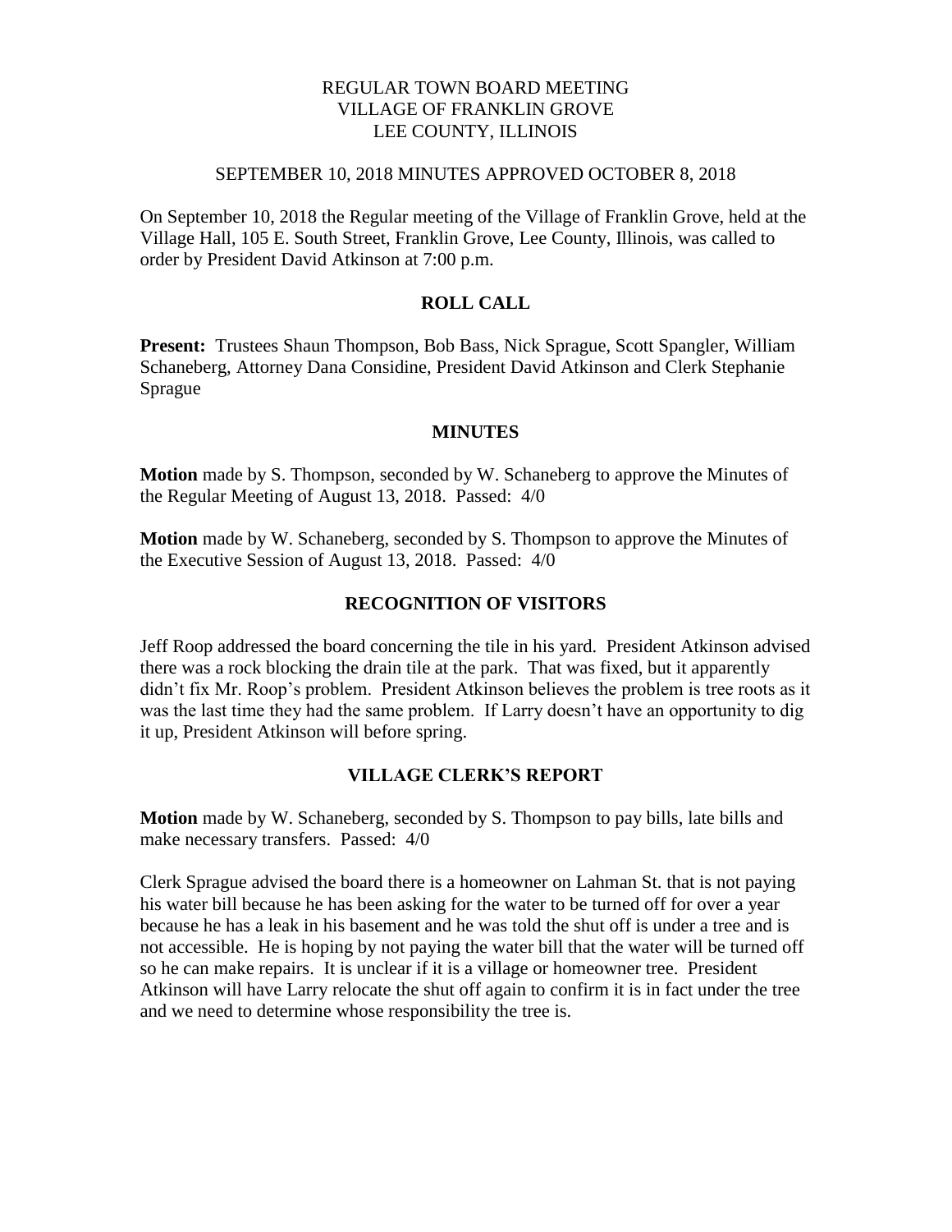REGULAR TOWN BOARD MEETING
VILLAGE OF FRANKLIN GROVE
LEE COUNTY, ILLINOIS

SEPTEMBER 10, 2018 MINUTES APPROVED OCTOBER 8, 2018

On September 10, 2018 the Regular meeting of the Village of Franklin Grove, held at the Village Hall, 105 E. South Street, Franklin Grove, Lee County, Illinois, was called to order by President David Atkinson at 7:00 p.m.

## ROLL CALL

**Present:** Trustees Shaun Thompson, Bob Bass, Nick Sprague, Scott Spangler, William Schaneberg, Attorney Dana Considine, President David Atkinson and Clerk Stephanie Sprague

## MINUTES

**Motion** made by S. Thompson, seconded by W. Schaneberg to approve the Minutes of the Regular Meeting of August 13, 2018. Passed: 4/0

**Motion** made by W. Schaneberg, seconded by S. Thompson to approve the Minutes of the Executive Session of August 13, 2018. Passed: 4/0

## RECOGNITION OF VISITORS

Jeff Roop addressed the board concerning the tile in his yard. President Atkinson advised there was a rock blocking the drain tile at the park. That was fixed, but it apparently didn't fix Mr. Roop's problem. President Atkinson believes the problem is tree roots as it was the last time they had the same problem. If Larry doesn't have an opportunity to dig it up, President Atkinson will before spring.

## VILLAGE CLERK'S REPORT

**Motion** made by W. Schaneberg, seconded by S. Thompson to pay bills, late bills and make necessary transfers. Passed: 4/0

Clerk Sprague advised the board there is a homeowner on Lahman St. that is not paying his water bill because he has been asking for the water to be turned off for over a year because he has a leak in his basement and he was told the shut off is under a tree and is not accessible. He is hoping by not paying the water bill that the water will be turned off so he can make repairs. It is unclear if it is a village or homeowner tree. President Atkinson will have Larry relocate the shut off again to confirm it is in fact under the tree and we need to determine whose responsibility the tree is.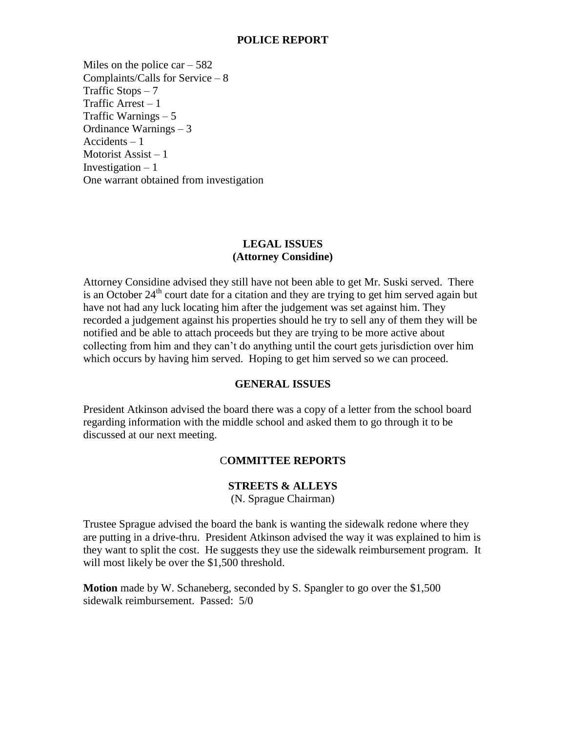## POLICE REPORT

Miles on the police car – 582
Complaints/Calls for Service – 8
Traffic Stops – 7
Traffic Arrest – 1
Traffic Warnings – 5
Ordinance Warnings – 3
Accidents – 1
Motorist Assist – 1
Investigation – 1
One warrant obtained from investigation

## LEGAL ISSUES
### (Attorney Considine)

Attorney Considine advised they still have not been able to get Mr. Suski served. There is an October 24th court date for a citation and they are trying to get him served again but have not had any luck locating him after the judgement was set against him. They recorded a judgement against his properties should he try to sell any of them they will be notified and be able to attach proceeds but they are trying to be more active about collecting from him and they can't do anything until the court gets jurisdiction over him which occurs by having him served. Hoping to get him served so we can proceed.

## GENERAL ISSUES

President Atkinson advised the board there was a copy of a letter from the school board regarding information with the middle school and asked them to go through it to be discussed at our next meeting.

## COMMITTEE REPORTS

### STREETS & ALLEYS
(N. Sprague Chairman)

Trustee Sprague advised the board the bank is wanting the sidewalk redone where they are putting in a drive-thru. President Atkinson advised the way it was explained to him is they want to split the cost. He suggests they use the sidewalk reimbursement program. It will most likely be over the $1,500 threshold.

**Motion** made by W. Schaneberg, seconded by S. Spangler to go over the $1,500 sidewalk reimbursement. Passed: 5/0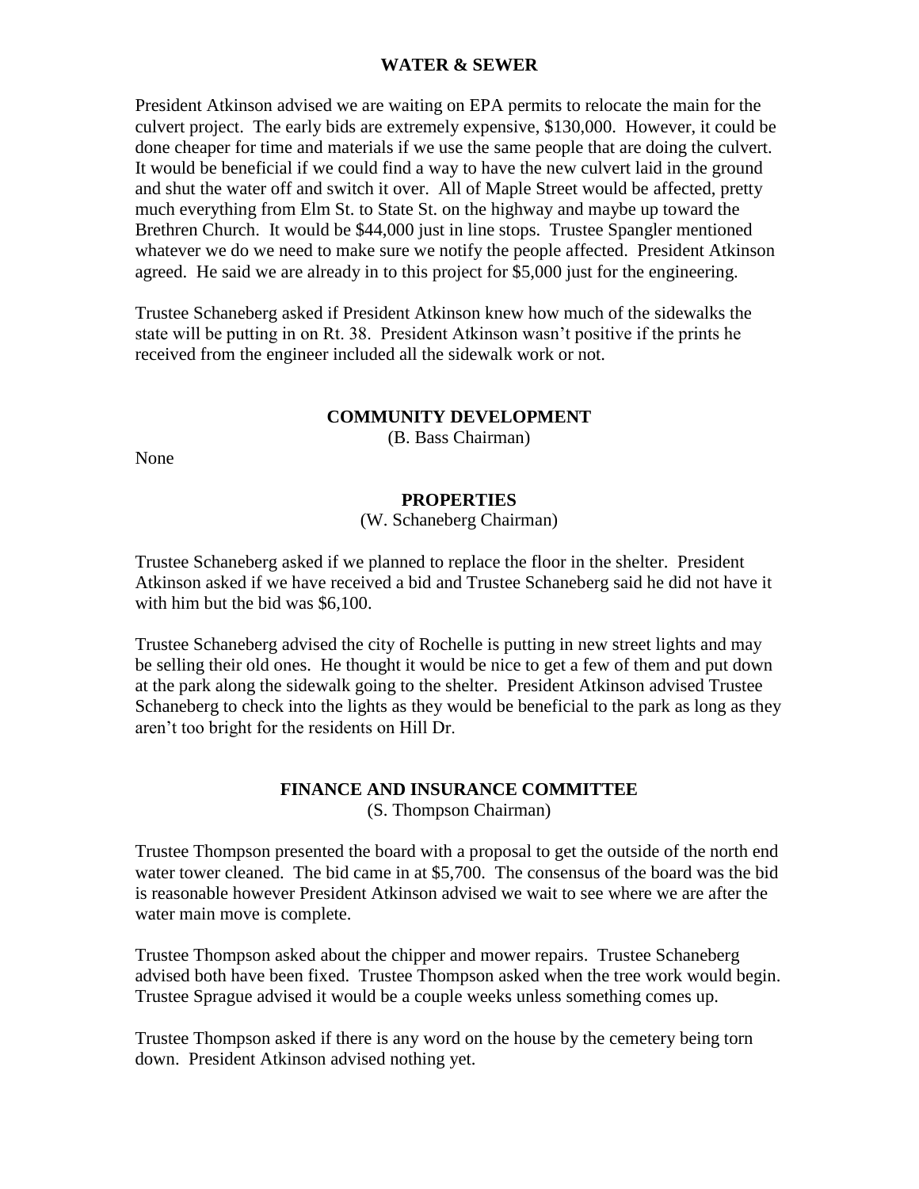## WATER & SEWER

President Atkinson advised we are waiting on EPA permits to relocate the main for the culvert project. The early bids are extremely expensive, $130,000. However, it could be done cheaper for time and materials if we use the same people that are doing the culvert. It would be beneficial if we could find a way to have the new culvert laid in the ground and shut the water off and switch it over. All of Maple Street would be affected, pretty much everything from Elm St. to State St. on the highway and maybe up toward the Brethren Church. It would be $44,000 just in line stops. Trustee Spangler mentioned whatever we do we need to make sure we notify the people affected. President Atkinson agreed. He said we are already in to this project for $5,000 just for the engineering.

Trustee Schaneberg asked if President Atkinson knew how much of the sidewalks the state will be putting in on Rt. 38. President Atkinson wasn't positive if the prints he received from the engineer included all the sidewalk work or not.

## COMMUNITY DEVELOPMENT

(B. Bass Chairman)

None

## PROPERTIES

(W. Schaneberg Chairman)

Trustee Schaneberg asked if we planned to replace the floor in the shelter. President Atkinson asked if we have received a bid and Trustee Schaneberg said he did not have it with him but the bid was $6,100.

Trustee Schaneberg advised the city of Rochelle is putting in new street lights and may be selling their old ones. He thought it would be nice to get a few of them and put down at the park along the sidewalk going to the shelter. President Atkinson advised Trustee Schaneberg to check into the lights as they would be beneficial to the park as long as they aren't too bright for the residents on Hill Dr.

## FINANCE AND INSURANCE COMMITTEE

(S. Thompson Chairman)

Trustee Thompson presented the board with a proposal to get the outside of the north end water tower cleaned. The bid came in at $5,700. The consensus of the board was the bid is reasonable however President Atkinson advised we wait to see where we are after the water main move is complete.

Trustee Thompson asked about the chipper and mower repairs. Trustee Schaneberg advised both have been fixed. Trustee Thompson asked when the tree work would begin. Trustee Sprague advised it would be a couple weeks unless something comes up.

Trustee Thompson asked if there is any word on the house by the cemetery being torn down. President Atkinson advised nothing yet.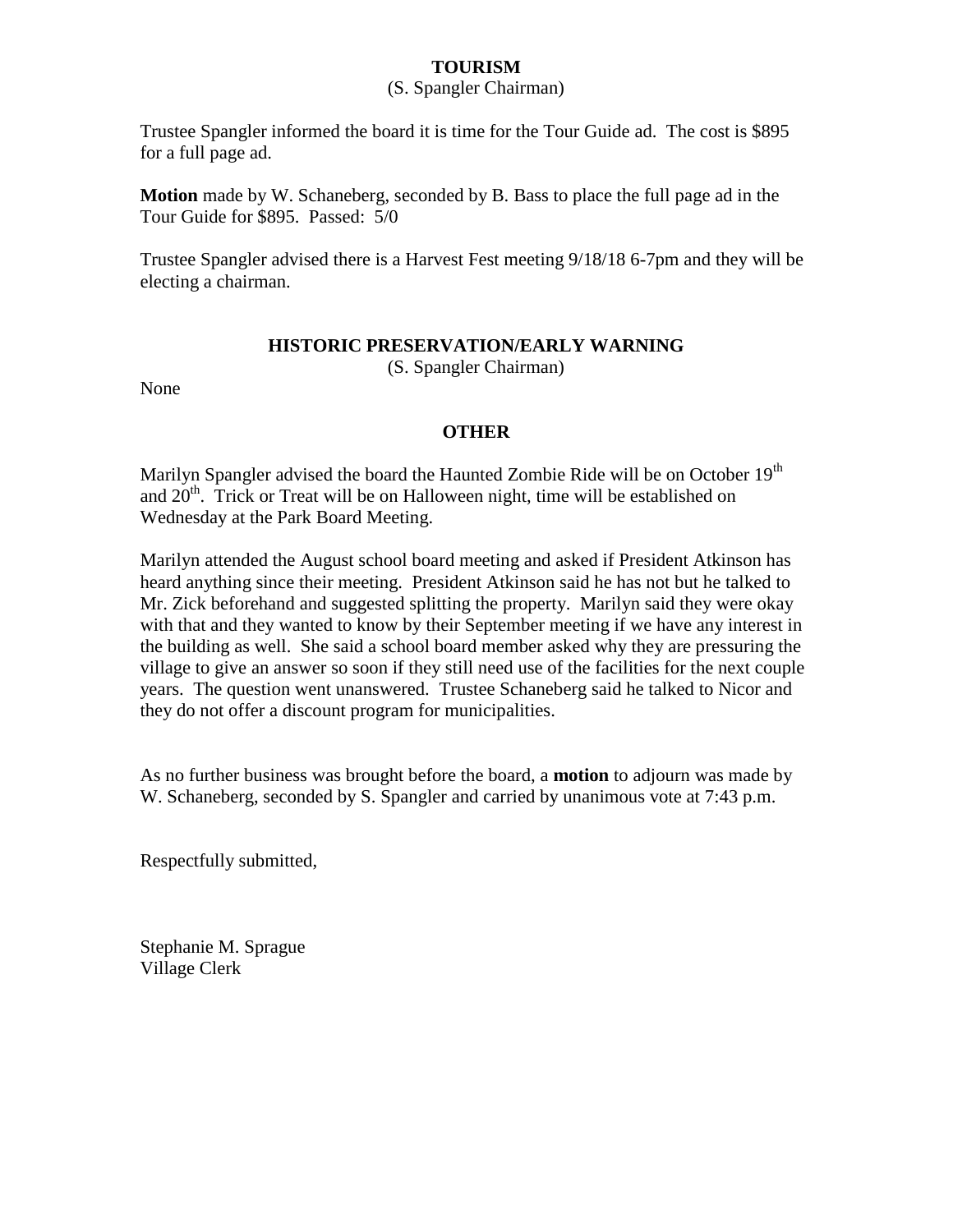## TOURISM

(S. Spangler Chairman)

Trustee Spangler informed the board it is time for the Tour Guide ad. The cost is $895 for a full page ad.

**Motion** made by W. Schaneberg, seconded by B. Bass to place the full page ad in the Tour Guide for $895. Passed: 5/0

Trustee Spangler advised there is a Harvest Fest meeting 9/18/18 6-7pm and they will be electing a chairman.

## HISTORIC PRESERVATION/EARLY WARNING

(S. Spangler Chairman)

None

## OTHER

Marilyn Spangler advised the board the Haunted Zombie Ride will be on October 19th and 20th. Trick or Treat will be on Halloween night, time will be established on Wednesday at the Park Board Meeting.

Marilyn attended the August school board meeting and asked if President Atkinson has heard anything since their meeting. President Atkinson said he has not but he talked to Mr. Zick beforehand and suggested splitting the property. Marilyn said they were okay with that and they wanted to know by their September meeting if we have any interest in the building as well. She said a school board member asked why they are pressuring the village to give an answer so soon if they still need use of the facilities for the next couple years. The question went unanswered. Trustee Schaneberg said he talked to Nicor and they do not offer a discount program for municipalities.

As no further business was brought before the board, a **motion** to adjourn was made by W. Schaneberg, seconded by S. Spangler and carried by unanimous vote at 7:43 p.m.

Respectfully submitted,

Stephanie M. Sprague
Village Clerk